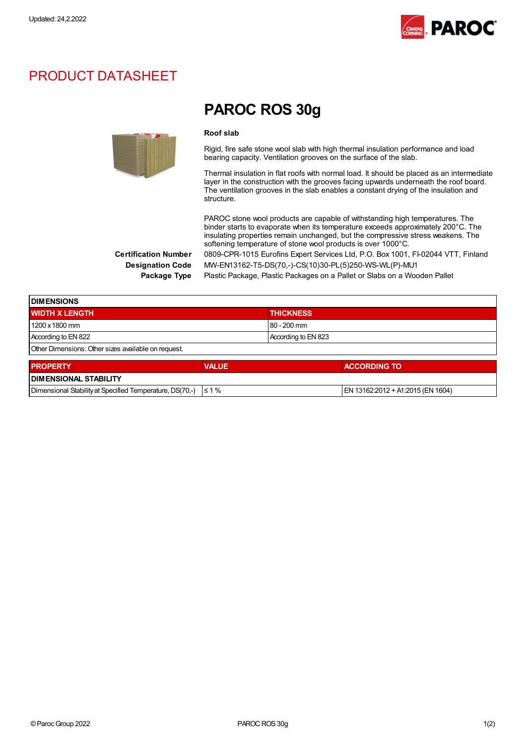Updated: 24.2.2022

# PRODUCT DATASHEET

## PAROC ROS 30g

**Roof slab**

Rigid, fire safe stone wool slab with high thermal insulation performance and load bearing capacity. Ventilation grooves on the surface of the slab.

Thermal insulation in flat roofs with normal load. It should be placed as an intermediate layer in the construction with the grooves facing upwards underneath the roof board. The ventilation grooves in the slab enables a constant drying of the insulation and structure.

PAROC stone wool products are capable of withstanding high temperatures. The binder starts to evaporate when its temperature exceeds approximately 200°C. The insulating properties remain unchanged, but the compressive stress weakens. The softening temperature of stone wool products is over 1000°C.

**Certification Number** 0809-CPR-1015 Eurofins Expert Services Ltd, P.O. Box 1001, FI-02044 VTT, Finland

**Designation Code** MW-EN13162-T5-DS(70,-)-CS(10)30-PL(5)250-WS-WL(P)-MU1

**Package Type** Plastic Package, Plastic Packages on a Pallet or Slabs on a Wooden Pallet

| DIMENSIONS | |
|---|---|
| **WIDTH X LENGTH** | **THICKNESS** |
| 1200 x 1800 mm | 80 - 200 mm |
| According to EN 822 | According to EN 823 |
| Other Dimensions: Other sizes available on request. | |

| PROPERTY | VALUE | ACCORDING TO |
|---|---|---|
| **DIMENSIONAL STABILITY** | | |
| Dimensional Stability at Specified Temperature, DS(70,-) | ≤ 1 % | EN 13162:2012 + A1:2015 (EN 1604) |

© Paroc Group 2022 PAROC ROS 30g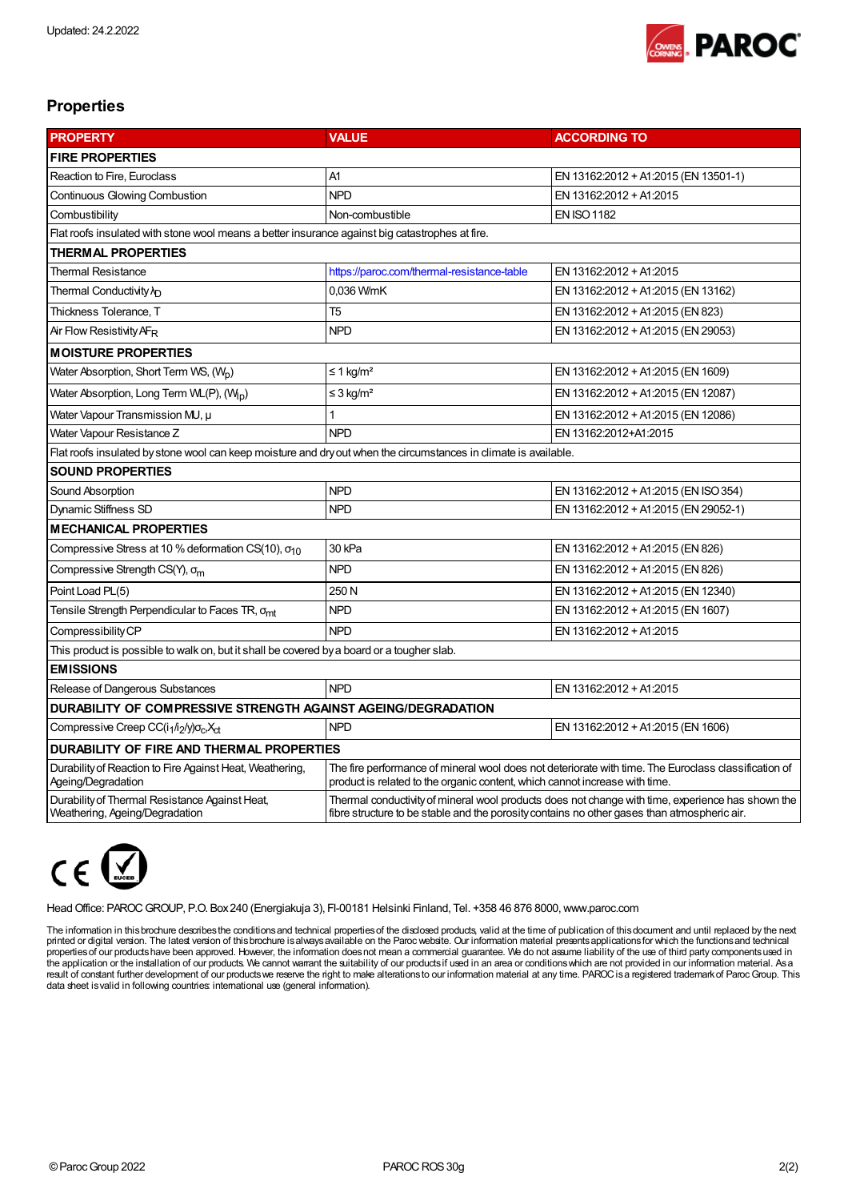Updated: 24.2.2022

## Properties

| PROPERTY | VALUE | ACCORDING TO |
|---|---|---|
| **FIRE PROPERTIES** | | |
| Reaction to Fire, Euroclass | A1 | EN 13162:2012 + A1:2015 (EN 13501-1) |
| Continuous Glowing Combustion | NPD | EN 13162:2012 + A1:2015 |
| Combustibility | Non-combustible | EN ISO 1182 |
| Flat roofs insulated with stone wool means a better insurance against big catastrophes at fire. | | |
| **THERMAL PROPERTIES** | | |
| Thermal Resistance | https://paroc.com/thermal-resistance-table | EN 13162:2012 + A1:2015 |
| Thermal Conductivity $\lambda_D$ | 0,036 W/mK | EN 13162:2012 + A1:2015 (EN 13162) |
| Thickness Tolerance, T | T5 | EN 13162:2012 + A1:2015 (EN 823) |
| Air Flow Resistivity $AF_R$ | NPD | EN 13162:2012 + A1:2015 (EN 29053) |
| **MOISTURE PROPERTIES** | | |
| Water Absorption, Short Term WS, ($W_p$) | ≤ 1 kg/m² | EN 13162:2012 + A1:2015 (EN 1609) |
| Water Absorption, Long Term WL(P), ($W_{lp}$) | ≤ 3 kg/m² | EN 13162:2012 + A1:2015 (EN 12087) |
| Water Vapour Transmission MU, µ | 1 | EN 13162:2012 + A1:2015 (EN 12086) |
| Water Vapour Resistance Z | NPD | EN 13162:2012+A1:2015 |
| Flat roofs insulated by stone wool can keep moisture and dry out when the circumstances in climate is available. | | |
| **SOUND PROPERTIES** | | |
| Sound Absorption | NPD | EN 13162:2012 + A1:2015 (EN ISO 354) |
| Dynamic Stiffness SD | NPD | EN 13162:2012 + A1:2015 (EN 29052-1) |
| **MECHANICAL PROPERTIES** | | |
| Compressive Stress at 10 % deformation CS(10), $\sigma_{10}$ | 30 kPa | EN 13162:2012 + A1:2015 (EN 826) |
| Compressive Strength CS(Y), $\sigma_m$ | NPD | EN 13162:2012 + A1:2015 (EN 826) |
| Point Load PL(5) | 250 N | EN 13162:2012 + A1:2015 (EN 12340) |
| Tensile Strength Perpendicular to Faces TR, $\sigma_{mt}$ | NPD | EN 13162:2012 + A1:2015 (EN 1607) |
| Compressibility CP | NPD | EN 13162:2012 + A1:2015 |
| This product is possible to walk on, but it shall be covered by a board or a tougher slab. | | |
| **EMISSIONS** | | |
| Release of Dangerous Substances | NPD | EN 13162:2012 + A1:2015 |
| **DURABILITY OF COMPRESSIVE STRENGTH AGAINST AGEING/DEGRADATION** | | |
| Compressive Creep $CC(i_1/i_2/y)\sigma_c X_{ct}$ | NPD | EN 13162:2012 + A1:2015 (EN 1606) |
| **DURABILITY OF FIRE AND THERMAL PROPERTIES** | | |
| Durability of Reaction to Fire Against Heat, Weathering, Ageing/Degradation | The fire performance of mineral wool does not deteriorate with time. The Euroclass classification of product is related to the organic content, which cannot increase with time. | |
| Durability of Thermal Resistance Against Heat, Weathering, Ageing/Degradation | Thermal conductivity of mineral wool products does not change with time, experience has shown the fibre structure to be stable and the porosity contains no other gases than atmospheric air. | |

Head Office: PAROC GROUP, P.O. Box 240 (Energiakuja 3), FI-00181 Helsinki Finland, Tel. +358 46 876 8000, www.paroc.com

The information in this brochure describes the conditions and technical properties of the disclosed products, valid at the time of publication of this document and until replaced by the next printed or digital version. The latest version of this brochure is always available on the Paroc website. Our information material presents applications for which the functions and technical properties of our products have been approved. However, the information does not mean a commercial guarantee. We do not assume liability of the use of third party components used in the application or the installation of our products. We cannot warrant the suitability of our products if used in an area or conditions which are not provided in our information material. As a result of constant further development of our products we reserve the right to make alterations to our information material at any time. PAROC is a registered trademark of Paroc Group. This data sheet is valid in following countries: international use (general information).

© Paroc Group 2022 PAROC ROS 30g